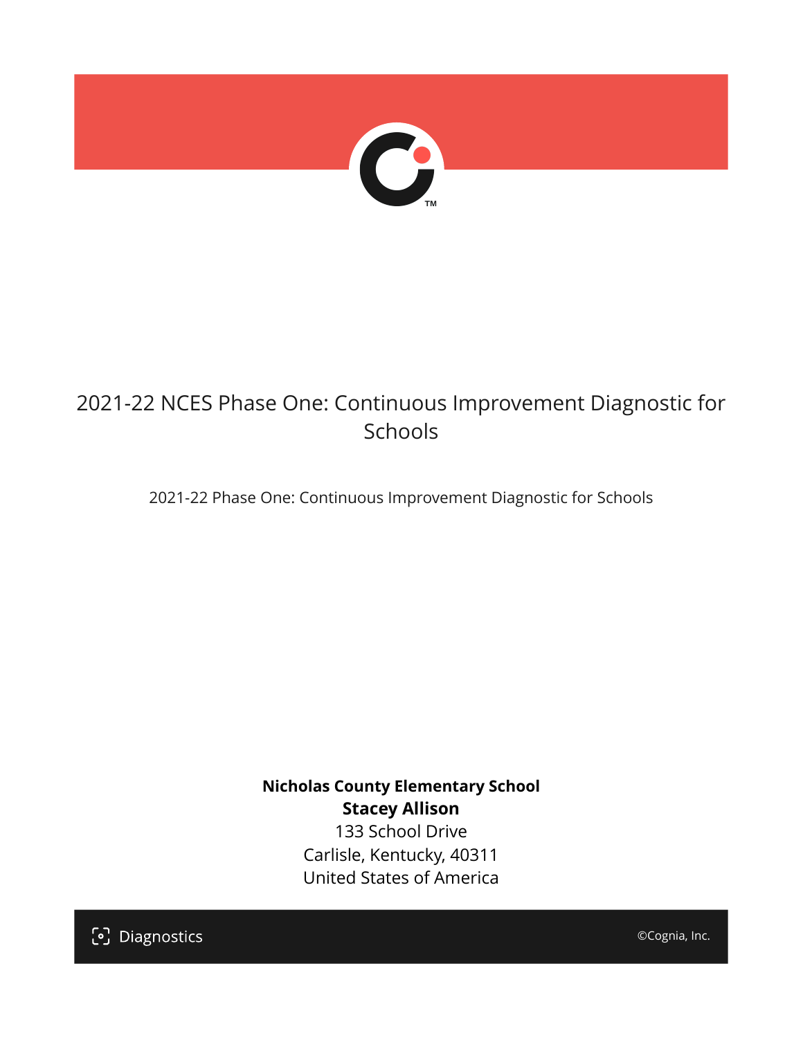# 2021-22 NCES Phase One: Continuous Improvement Diagnostic for Schools

2021-22 Phase One: Continuous Improvement Diagnostic for Schools

**Nicholas County Elementary School**
**Stacey Allison**
133 School Drive
Carlisle, Kentucky, 40311
United States of America

Diagnostics

©Cognia, Inc.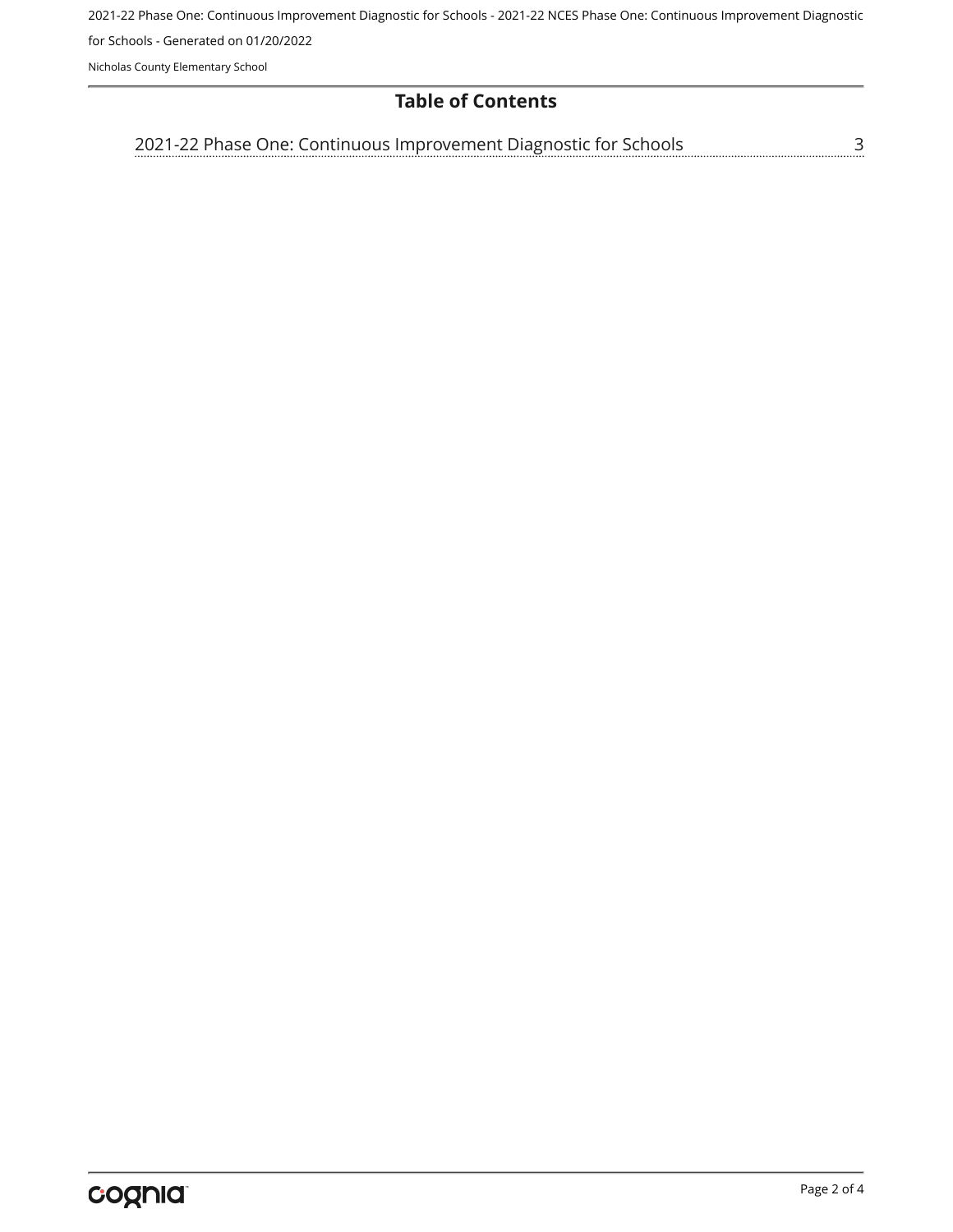## Table of Contents

2021-22 Phase One: Continuous Improvement Diagnostic for Schools ........ 3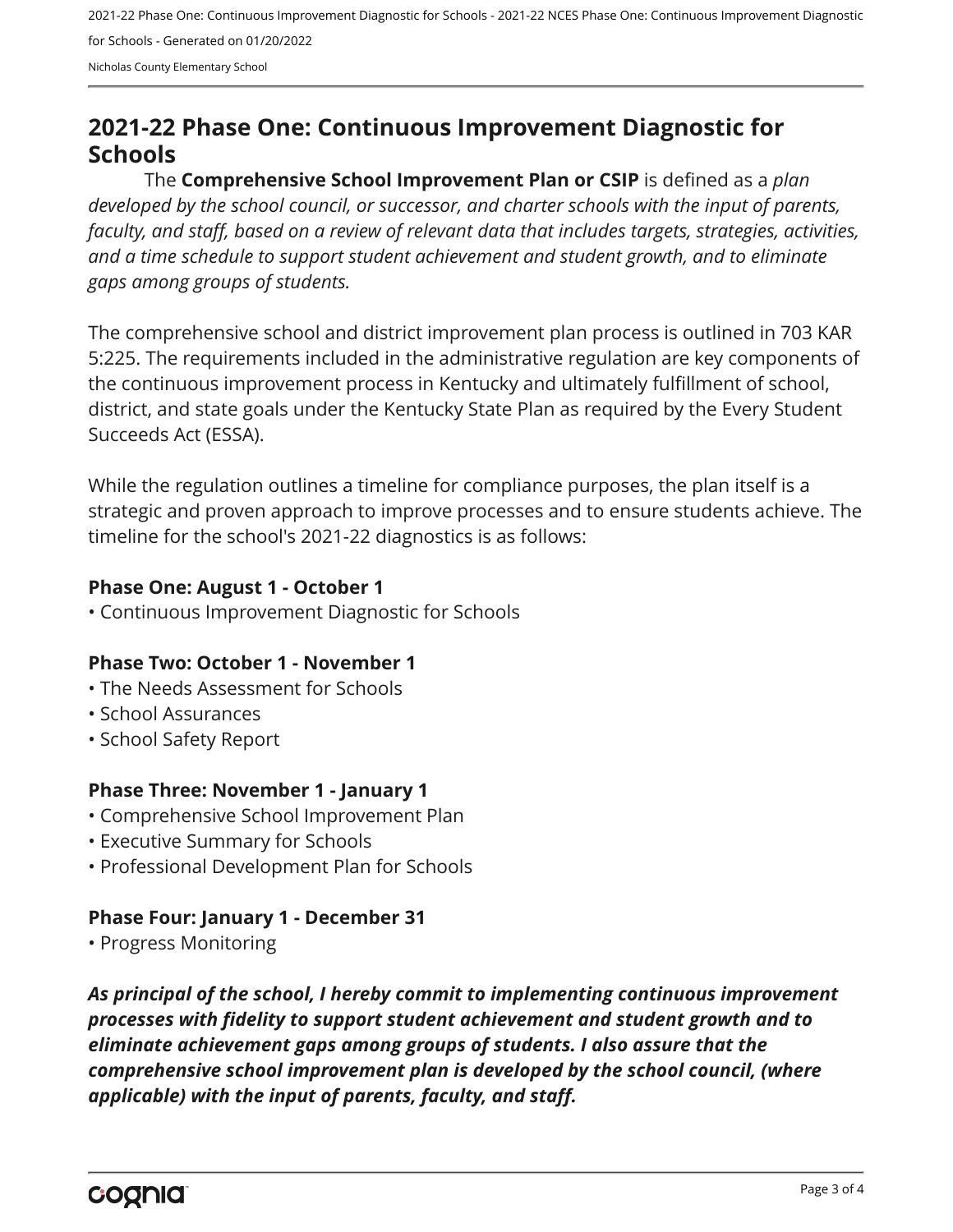## 2021-22 Phase One: Continuous Improvement Diagnostic for Schools

The **Comprehensive School Improvement Plan or CSIP** is defined as a *plan developed by the school council, or successor, and charter schools with the input of parents, faculty, and staff, based on a review of relevant data that includes targets, strategies, activities, and a time schedule to support student achievement and student growth, and to eliminate gaps among groups of students.*

The comprehensive school and district improvement plan process is outlined in 703 KAR 5:225. The requirements included in the administrative regulation are key components of the continuous improvement process in Kentucky and ultimately fulfillment of school, district, and state goals under the Kentucky State Plan as required by the Every Student Succeeds Act (ESSA).

While the regulation outlines a timeline for compliance purposes, the plan itself is a strategic and proven approach to improve processes and to ensure students achieve. The timeline for the school's 2021-22 diagnostics is as follows:

**Phase One: August 1 - October 1**

- Continuous Improvement Diagnostic for Schools

**Phase Two: October 1 - November 1**

- The Needs Assessment for Schools
- School Assurances
- School Safety Report

**Phase Three: November 1 - January 1**

- Comprehensive School Improvement Plan
- Executive Summary for Schools
- Professional Development Plan for Schools

**Phase Four: January 1 - December 31**

- Progress Monitoring

***As principal of the school, I hereby commit to implementing continuous improvement processes with fidelity to support student achievement and student growth and to eliminate achievement gaps among groups of students. I also assure that the comprehensive school improvement plan is developed by the school council, (where applicable) with the input of parents, faculty, and staff.***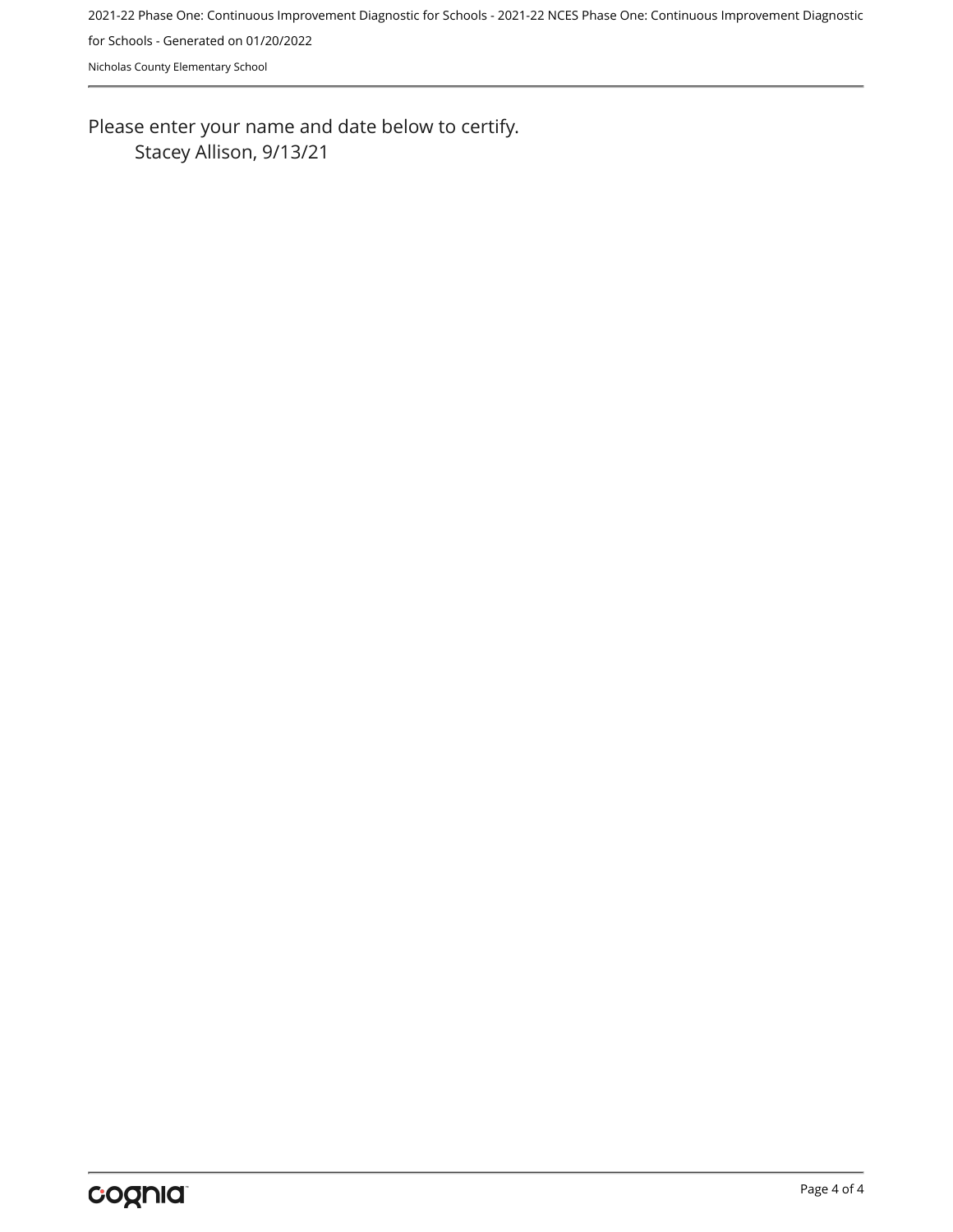Please enter your name and date below to certify.

Stacey Allison, 9/13/21